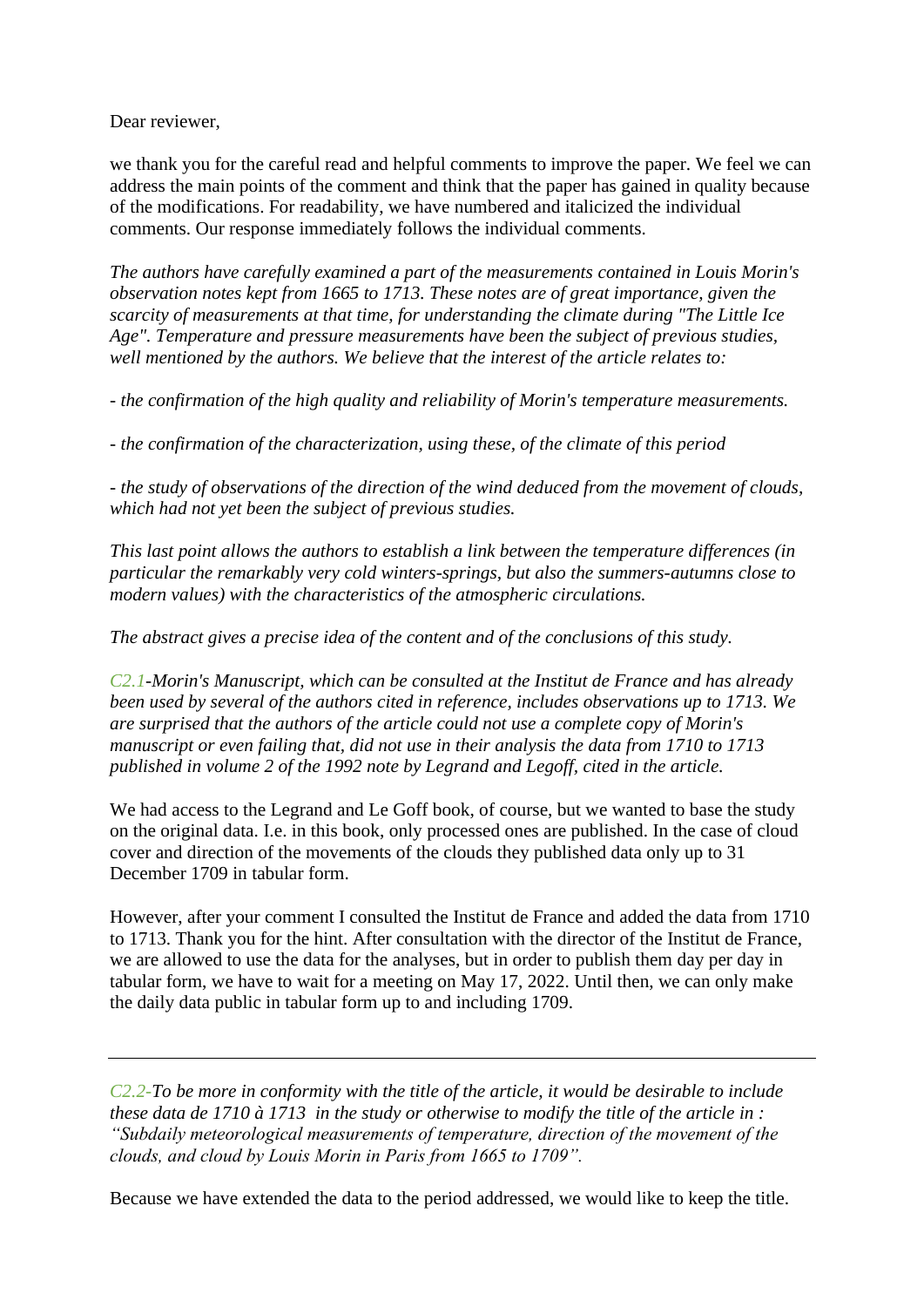Dear reviewer,

we thank you for the careful read and helpful comments to improve the paper. We feel we can address the main points of the comment and think that the paper has gained in quality because of the modifications. For readability, we have numbered and italicized the individual comments. Our response immediately follows the individual comments.

*The authors have carefully examined a part of the measurements contained in Louis Morin's observation notes kept from 1665 to 1713. These notes are of great importance, given the scarcity of measurements at that time, for understanding the climate during "The Little Ice Age". Temperature and pressure measurements have been the subject of previous studies, well mentioned by the authors. We believe that the interest of the article relates to:*

*- the confirmation of the high quality and reliability of Morin's temperature measurements.*

*- the confirmation of the characterization, using these, of the climate of this period*

*- the study of observations of the direction of the wind deduced from the movement of clouds, which had not yet been the subject of previous studies.*

*This last point allows the authors to establish a link between the temperature differences (in particular the remarkably very cold winters-springs, but also the summers-autumns close to modern values) with the characteristics of the atmospheric circulations.*

*The abstract gives a precise idea of the content and of the conclusions of this study.*

*C2.1-Morin's Manuscript, which can be consulted at the Institut de France and has already been used by several of the authors cited in reference, includes observations up to 1713. We are surprised that the authors of the article could not use a complete copy of Morin's manuscript or even failing that, did not use in their analysis the data from 1710 to 1713 published in volume 2 of the 1992 note by Legrand and Legoff, cited in the article.*

We had access to the Legrand and Le Goff book, of course, but we wanted to base the study on the original data. I.e. in this book, only processed ones are published. In the case of cloud cover and direction of the movements of the clouds they published data only up to 31 December 1709 in tabular form.

However, after your comment I consulted the Institut de France and added the data from 1710 to 1713. Thank you for the hint. After consultation with the director of the Institut de France, we are allowed to use the data for the analyses, but in order to publish them day per day in tabular form, we have to wait for a meeting on May 17, 2022. Until then, we can only make the daily data public in tabular form up to and including 1709.

---

*C2.2-To be more in conformity with the title of the article, it would be desirable to include these data de 1710 à 1713 in the study or otherwise to modify the title of the article in : "Subdaily meteorological measurements of temperature, direction of the movement of the clouds, and cloud by Louis Morin in Paris from 1665 to 1709".*

Because we have extended the data to the period addressed, we would like to keep the title.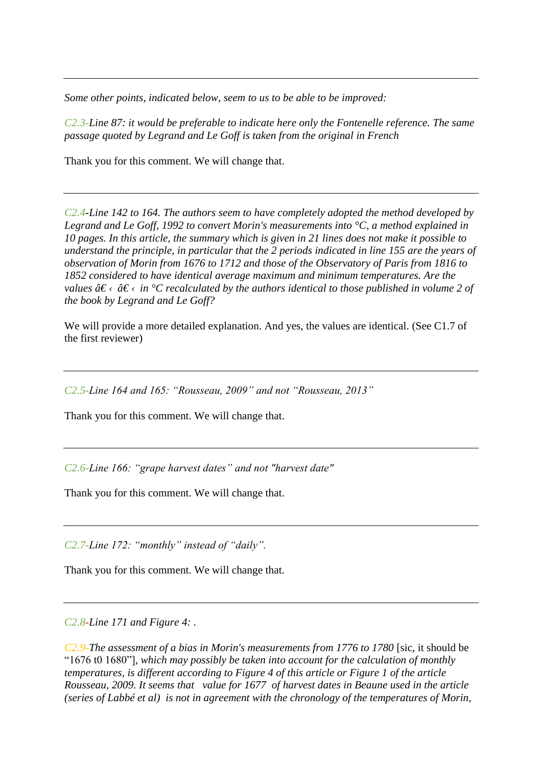---

*Some other points, indicated below, seem to us to be able to be improved:*

*C2.3-Line 87: it would be preferable to indicate here only the Fontenelle reference. The same passage quoted by Legrand and Le Goff is taken from the original in French*

Thank you for this comment. We will change that.

---

*C2.4-Line 142 to 164. The authors seem to have completely adopted the method developed by Legrand and Le Goff, 1992 to convert Morin's measurements into °C, a method explained in 10 pages. In this article, the summary which is given in 21 lines does not make it possible to understand the principle, in particular that the 2 periods indicated in line 155 are the years of observation of Morin from 1676 to 1712 and those of the Observatory of Paris from 1816 to 1852 considered to have identical average maximum and minimum temperatures. Are the values â€‹ â€‹ in °C recalculated by the authors identical to those published in volume 2 of the book by Legrand and Le Goff?*

We will provide a more detailed explanation. And yes, the values are identical. (See C1.7 of the first reviewer)

---

*C2.5-Line 164 and 165: "Rousseau, 2009" and not "Rousseau, 2013"*

Thank you for this comment. We will change that.

---

*C2.6-Line 166: "grape harvest dates" and not "harvest date"*

Thank you for this comment. We will change that.

---

*C2.7-Line 172: "monthly" instead of "daily".*

Thank you for this comment. We will change that.

---

*C2.8-Line 171 and Figure 4: .*

*C2.9-The assessment of a bias in Morin's measurements from 1776 to 1780* [sic, it should be "1676 t0 1680"], *which may possibly be taken into account for the calculation of monthly temperatures, is different according to Figure 4 of this article or Figure 1 of the article Rousseau, 2009. It seems that value for 1677 of harvest dates in Beaune used in the article (series of Labbé et al) is not in agreement with the chronology of the temperatures of Morin,*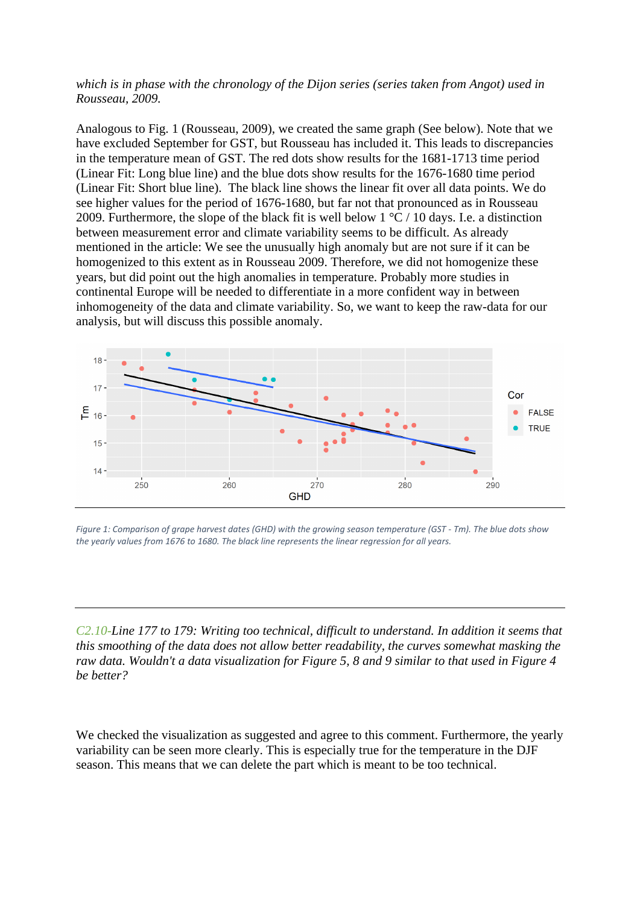*which is in phase with the chronology of the Dijon series (series taken from Angot) used in Rousseau, 2009.*

Analogous to Fig. 1 (Rousseau, 2009), we created the same graph (See below). Note that we have excluded September for GST, but Rousseau has included it. This leads to discrepancies in the temperature mean of GST. The red dots show results for the 1681-1713 time period (Linear Fit: Long blue line) and the blue dots show results for the 1676-1680 time period (Linear Fit: Short blue line). The black line shows the linear fit over all data points. We do see higher values for the period of 1676-1680, but far not that pronounced as in Rousseau 2009. Furthermore, the slope of the black fit is well below 1 °C / 10 days. I.e. a distinction between measurement error and climate variability seems to be difficult. As already mentioned in the article: We see the unusually high anomaly but are not sure if it can be homogenized to this extent as in Rousseau 2009. Therefore, we did not homogenize these years, but did point out the high anomalies in temperature. Probably more studies in continental Europe will be needed to differentiate in a more confident way in between inhomogeneity of the data and climate variability. So, we want to keep the raw-data for our analysis, but will discuss this possible anomaly.

*Figure 1: Comparison of grape harvest dates (GHD) with the growing season temperature (GST - Tm). The blue dots show the yearly values from 1676 to 1680. The black line represents the linear regression for all years.*

---

*C2.10-Line 177 to 179: Writing too technical, difficult to understand. In addition it seems that this smoothing of the data does not allow better readability, the curves somewhat masking the raw data. Wouldn't a data visualization for Figure 5, 8 and 9 similar to that used in Figure 4 be better?*

We checked the visualization as suggested and agree to this comment. Furthermore, the yearly variability can be seen more clearly. This is especially true for the temperature in the DJF season. This means that we can delete the part which is meant to be too technical.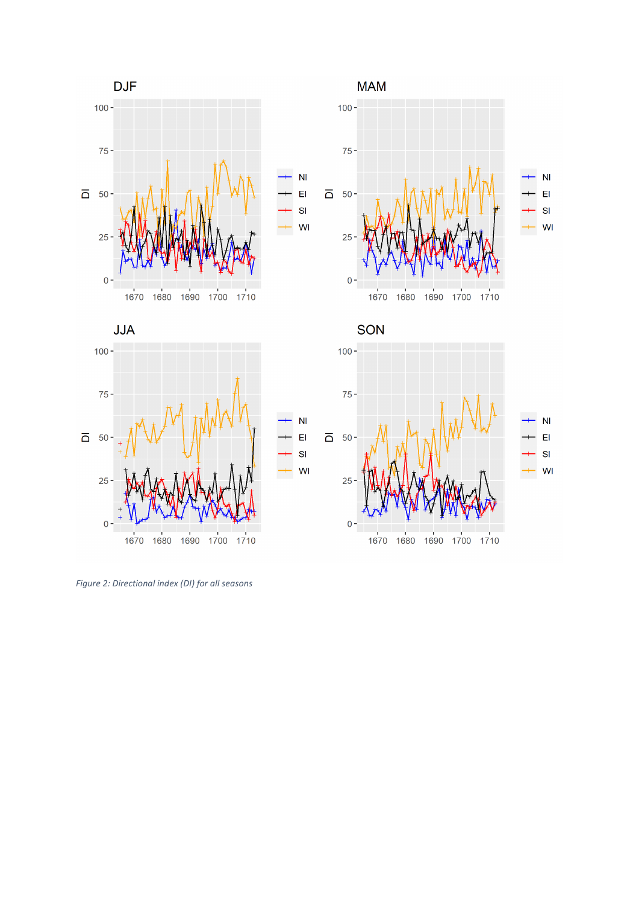Figure 2: Directional index (DI) for all seasons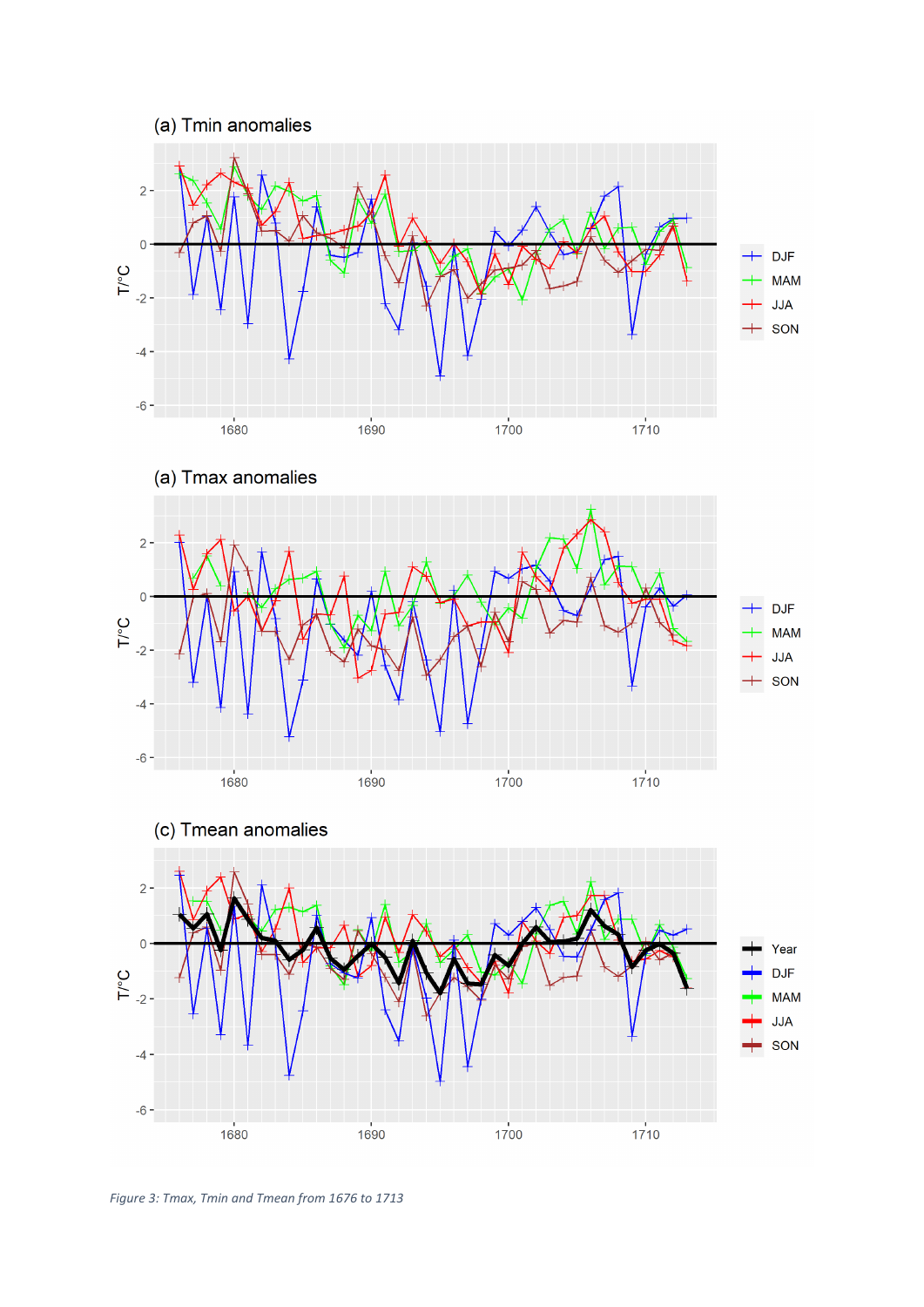*Figure 3: Tmax, Tmin and Tmean from 1676 to 1713*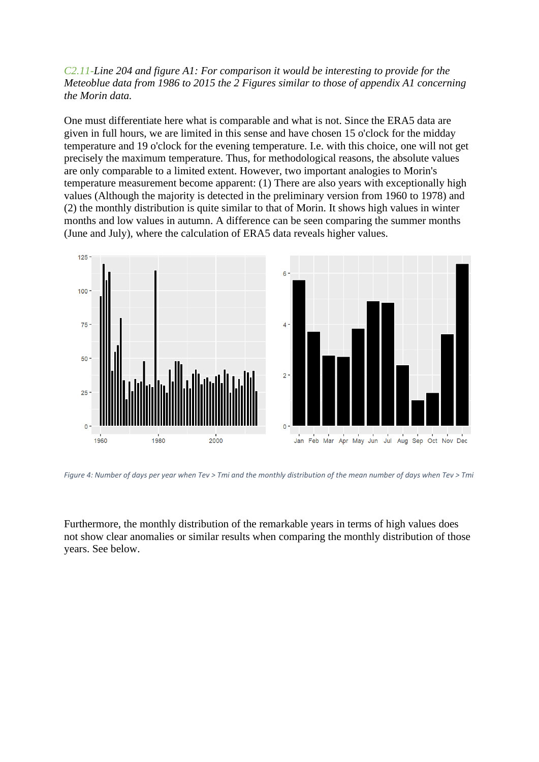*C2.11-Line 204 and figure A1: For comparison it would be interesting to provide for the Meteoblue data from 1986 to 2015 the 2 Figures similar to those of appendix A1 concerning the Morin data.*

One must differentiate here what is comparable and what is not. Since the ERA5 data are given in full hours, we are limited in this sense and have chosen 15 o'clock for the midday temperature and 19 o'clock for the evening temperature. I.e. with this choice, one will not get precisely the maximum temperature. Thus, for methodological reasons, the absolute values are only comparable to a limited extent. However, two important analogies to Morin's temperature measurement become apparent: (1) There are also years with exceptionally high values (Although the majority is detected in the preliminary version from 1960 to 1978) and (2) the monthly distribution is quite similar to that of Morin. It shows high values in winter months and low values in autumn. A difference can be seen comparing the summer months (June and July), where the calculation of ERA5 data reveals higher values.

*Figure 4: Number of days per year when Tev > Tmi and the monthly distribution of the mean number of days when Tev > Tmi*

Furthermore, the monthly distribution of the remarkable years in terms of high values does not show clear anomalies or similar results when comparing the monthly distribution of those years. See below.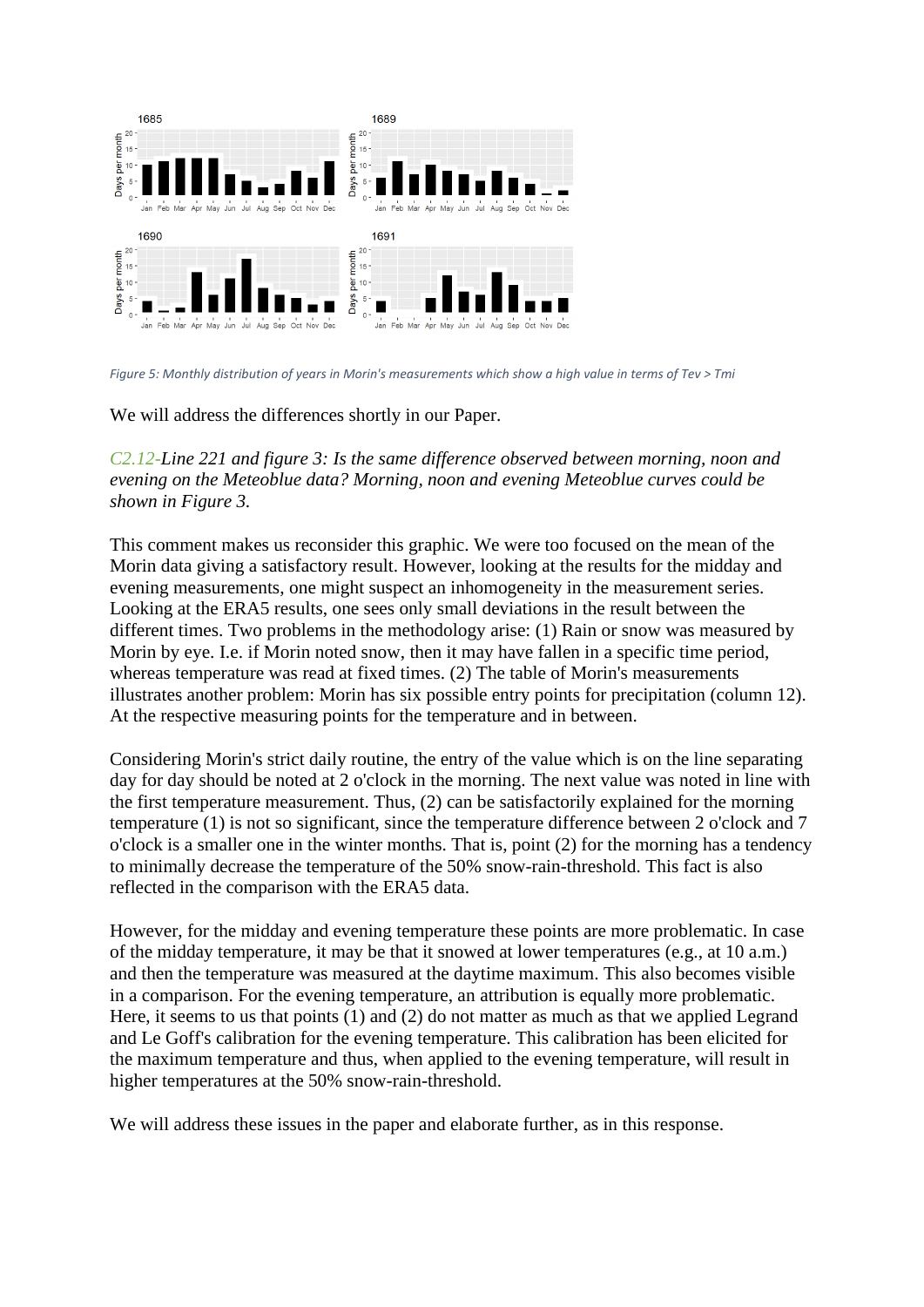Figure 5: Monthly distribution of years in Morin's measurements which show a high value in terms of Tev > Tmi

We will address the differences shortly in our Paper.

*C2.12-Line 221 and figure 3: Is the same difference observed between morning, noon and evening on the Meteoblue data? Morning, noon and evening Meteoblue curves could be shown in Figure 3.*

This comment makes us reconsider this graphic. We were too focused on the mean of the Morin data giving a satisfactory result. However, looking at the results for the midday and evening measurements, one might suspect an inhomogeneity in the measurement series. Looking at the ERA5 results, one sees only small deviations in the result between the different times. Two problems in the methodology arise: (1) Rain or snow was measured by Morin by eye. I.e. if Morin noted snow, then it may have fallen in a specific time period, whereas temperature was read at fixed times. (2) The table of Morin's measurements illustrates another problem: Morin has six possible entry points for precipitation (column 12). At the respective measuring points for the temperature and in between.

Considering Morin's strict daily routine, the entry of the value which is on the line separating day for day should be noted at 2 o'clock in the morning. The next value was noted in line with the first temperature measurement. Thus, (2) can be satisfactorily explained for the morning temperature (1) is not so significant, since the temperature difference between 2 o'clock and 7 o'clock is a smaller one in the winter months. That is, point (2) for the morning has a tendency to minimally decrease the temperature of the 50% snow-rain-threshold. This fact is also reflected in the comparison with the ERA5 data.

However, for the midday and evening temperature these points are more problematic. In case of the midday temperature, it may be that it snowed at lower temperatures (e.g., at 10 a.m.) and then the temperature was measured at the daytime maximum. This also becomes visible in a comparison. For the evening temperature, an attribution is equally more problematic. Here, it seems to us that points (1) and (2) do not matter as much as that we applied Legrand and Le Goff's calibration for the evening temperature. This calibration has been elicited for the maximum temperature and thus, when applied to the evening temperature, will result in higher temperatures at the 50% snow-rain-threshold.

We will address these issues in the paper and elaborate further, as in this response.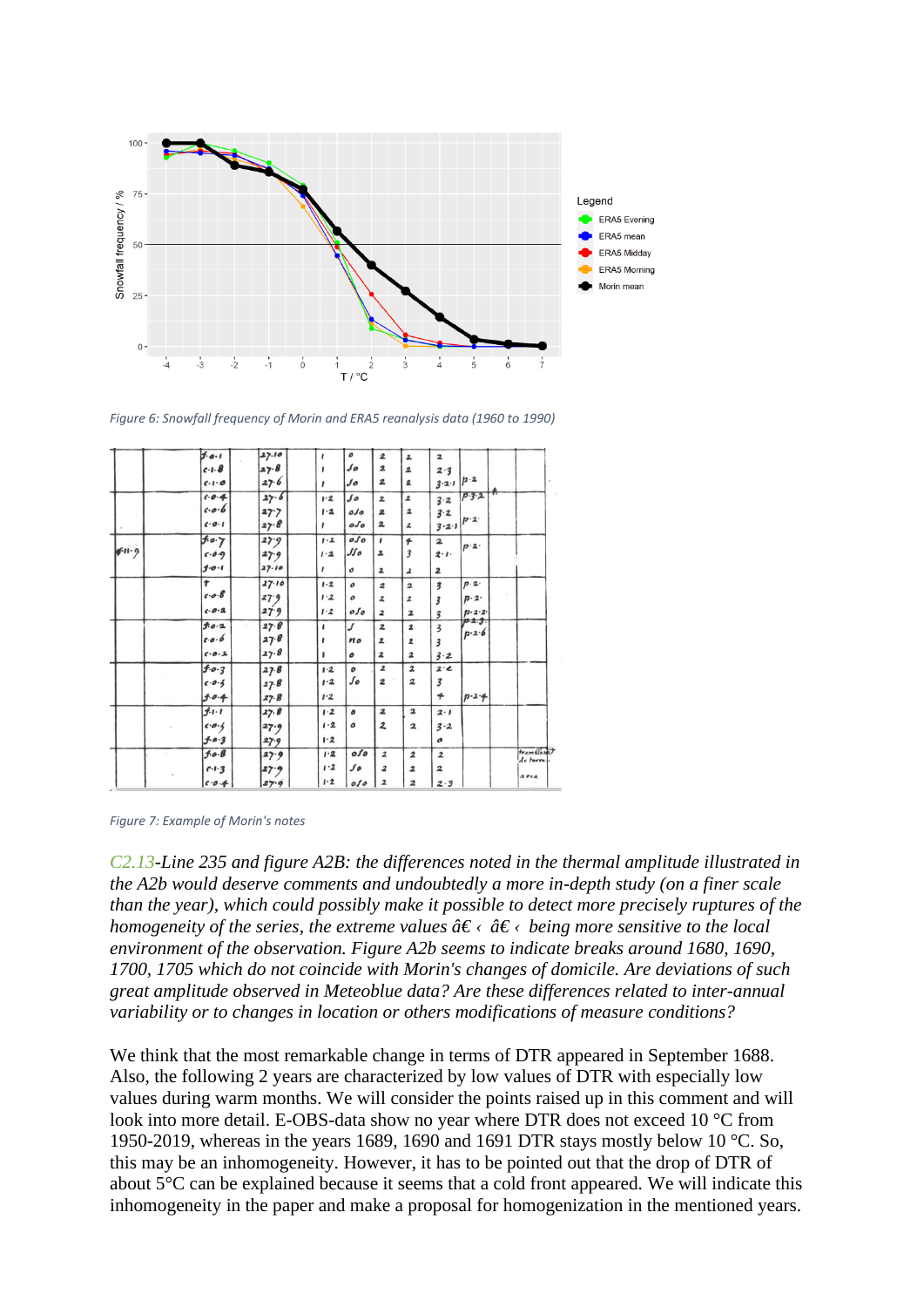Figure 6: Snowfall frequency of Morin and ERA5 reanalysis data (1960 to 1990)

Figure 7: Example of Morin's notes

*C2.13-Line 235 and figure A2B: the differences noted in the thermal amplitude illustrated in the A2b would deserve comments and undoubtedly a more in-depth study (on a finer scale than the year), which could possibly make it possible to detect more precisely ruptures of the homogeneity of the series, the extreme values â€‹ â€‹ being more sensitive to the local environment of the observation. Figure A2b seems to indicate breaks around 1680, 1690, 1700, 1705 which do not coincide with Morin's changes of domicile. Are deviations of such great amplitude observed in Meteoblue data? Are these differences related to inter-annual variability or to changes in location or others modifications of measure conditions?*

We think that the most remarkable change in terms of DTR appeared in September 1688. Also, the following 2 years are characterized by low values of DTR with especially low values during warm months. We will consider the points raised up in this comment and will look into more detail. E-OBS-data show no year where DTR does not exceed 10 °C from 1950-2019, whereas in the years 1689, 1690 and 1691 DTR stays mostly below 10 °C. So, this may be an inhomogeneity. However, it has to be pointed out that the drop of DTR of about 5°C can be explained because it seems that a cold front appeared. We will indicate this inhomogeneity in the paper and make a proposal for homogenization in the mentioned years.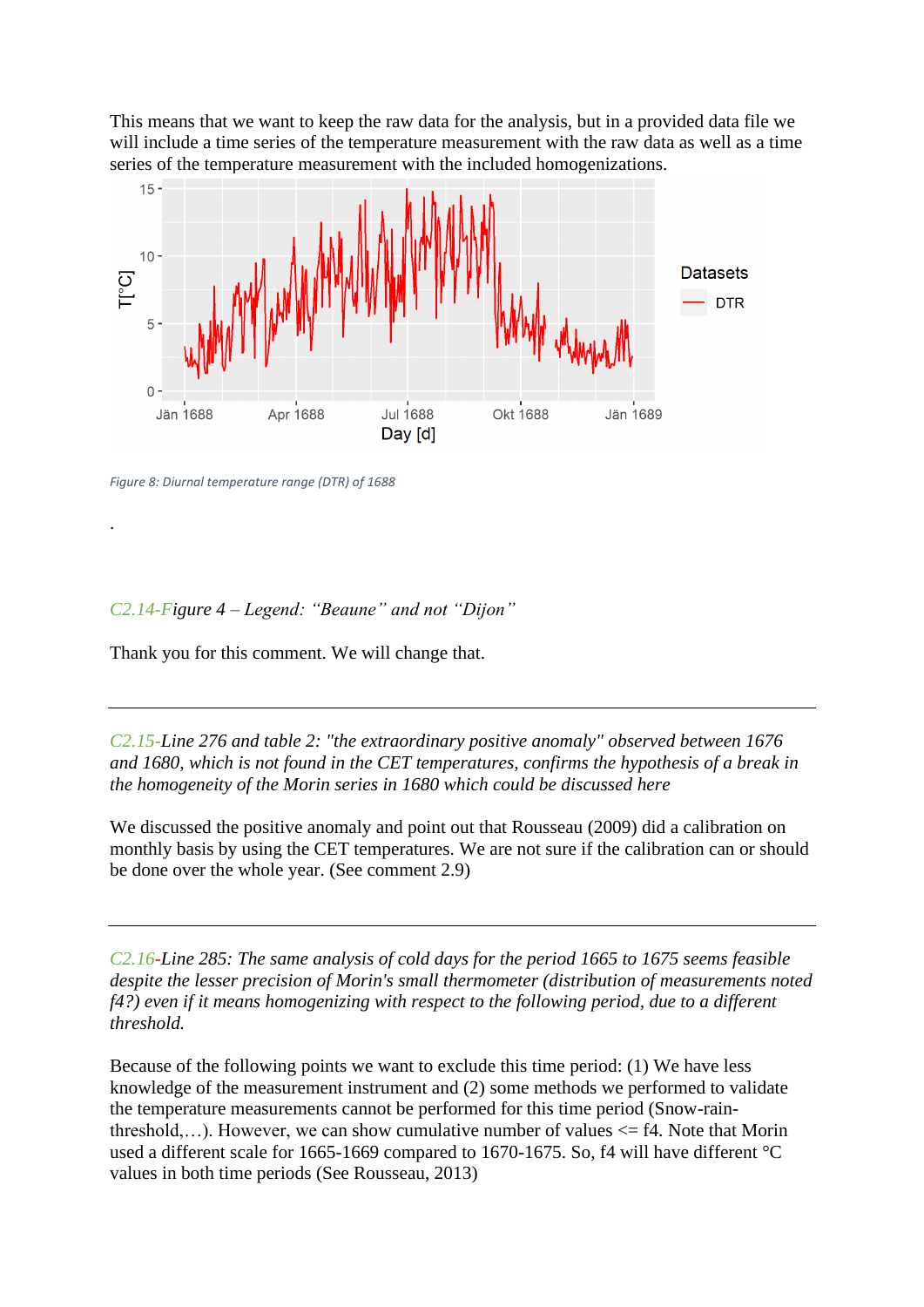This means that we want to keep the raw data for the analysis, but in a provided data file we will include a time series of the temperature measurement with the raw data as well as a time series of the temperature measurement with the included homogenizations.

Figure 8: Diurnal temperature range (DTR) of 1688

.

*C2.14-Figure 4 – Legend: "Beaune" and not "Dijon"*

Thank you for this comment. We will change that.

---

*C2.15-Line 276 and table 2: "the extraordinary positive anomaly" observed between 1676 and 1680, which is not found in the CET temperatures, confirms the hypothesis of a break in the homogeneity of the Morin series in 1680 which could be discussed here*

We discussed the positive anomaly and point out that Rousseau (2009) did a calibration on monthly basis by using the CET temperatures. We are not sure if the calibration can or should be done over the whole year. (See comment 2.9)

---

*C2.16-Line 285: The same analysis of cold days for the period 1665 to 1675 seems feasible despite the lesser precision of Morin's small thermometer (distribution of measurements noted f4?) even if it means homogenizing with respect to the following period, due to a different threshold.*

Because of the following points we want to exclude this time period: (1) We have less knowledge of the measurement instrument and (2) some methods we performed to validate the temperature measurements cannot be performed for this time period (Snow-rain-threshold,…). However, we can show cumulative number of values <= f4. Note that Morin used a different scale for 1665-1669 compared to 1670-1675. So, f4 will have different °C values in both time periods (See Rousseau, 2013)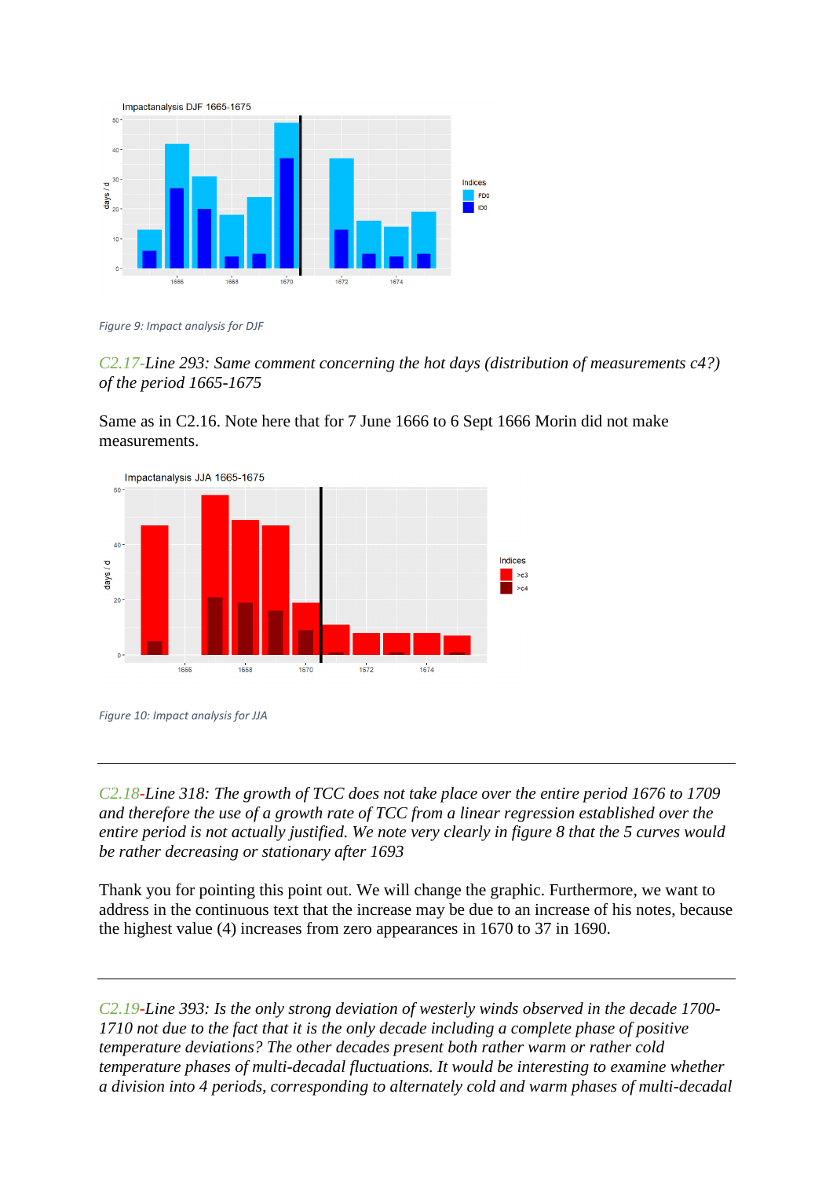*Figure 9: Impact analysis for DJF*

*C2.17-Line 293: Same comment concerning the hot days (distribution of measurements c4?) of the period 1665-1675*

Same as in C2.16. Note here that for 7 June 1666 to 6 Sept 1666 Morin did not make measurements.

*Figure 10: Impact analysis for JJA*

---

*C2.18-Line 318: The growth of TCC does not take place over the entire period 1676 to 1709 and therefore the use of a growth rate of TCC from a linear regression established over the entire period is not actually justified. We note very clearly in figure 8 that the 5 curves would be rather decreasing or stationary after 1693*

Thank you for pointing this point out. We will change the graphic. Furthermore, we want to address in the continuous text that the increase may be due to an increase of his notes, because the highest value (4) increases from zero appearances in 1670 to 37 in 1690.

---

*C2.19-Line 393: Is the only strong deviation of westerly winds observed in the decade 1700-1710 not due to the fact that it is the only decade including a complete phase of positive temperature deviations? The other decades present both rather warm or rather cold temperature phases of multi-decadal fluctuations. It would be interesting to examine whether a division into 4 periods, corresponding to alternately cold and warm phases of multi-decadal*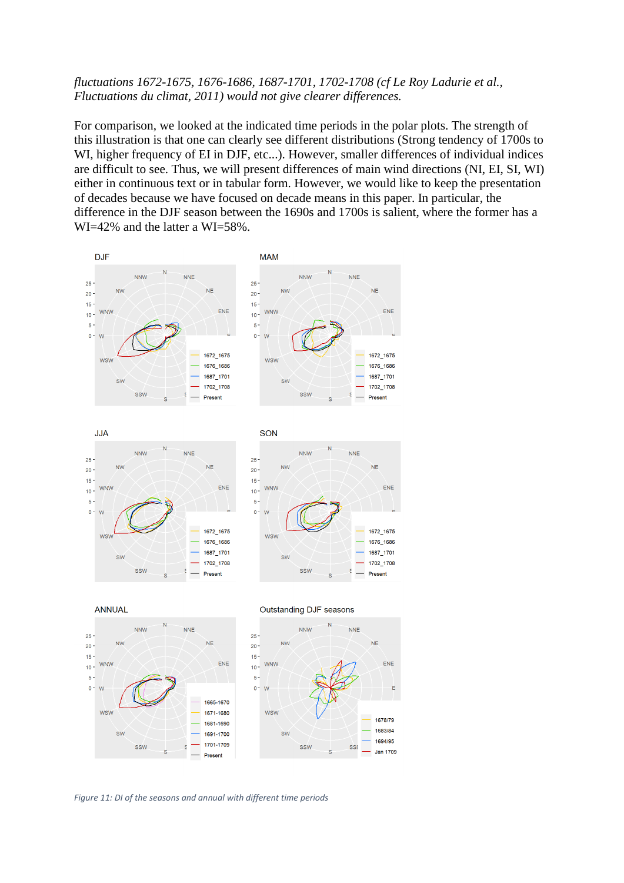*fluctuations 1672-1675, 1676-1686, 1687-1701, 1702-1708 (cf Le Roy Ladurie et al., Fluctuations du climat, 2011) would not give clearer differences.*

For comparison, we looked at the indicated time periods in the polar plots. The strength of this illustration is that one can clearly see different distributions (Strong tendency of 1700s to WI, higher frequency of EI in DJF, etc...). However, smaller differences of individual indices are difficult to see. Thus, we will present differences of main wind directions (NI, EI, SI, WI) either in continuous text or in tabular form. However, we would like to keep the presentation of decades because we have focused on decade means in this paper. In particular, the difference in the DJF season between the 1690s and 1700s is salient, where the former has a WI=42% and the latter a WI=58%.

*Figure 11: DI of the seasons and annual with different time periods*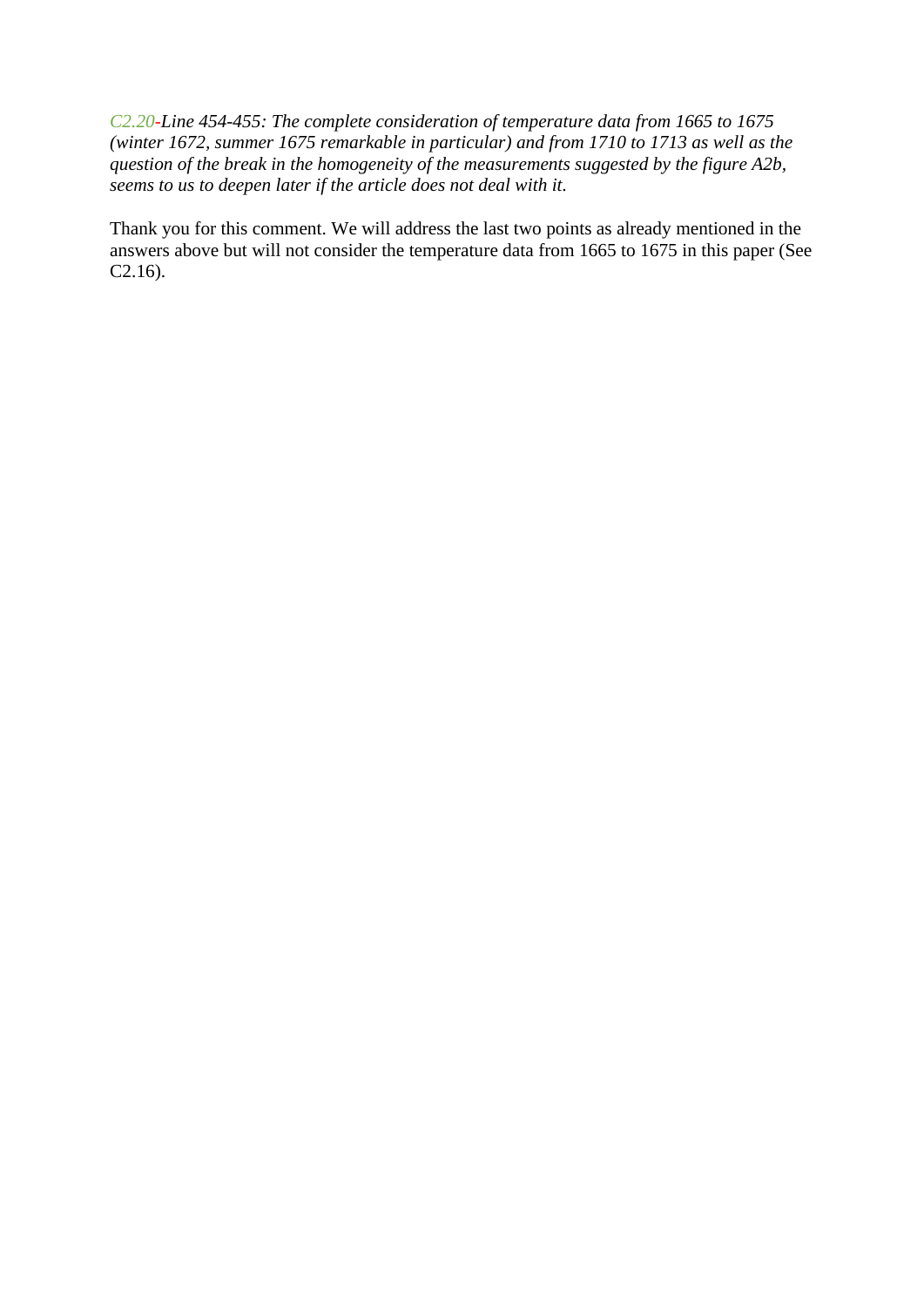*C2.20-Line 454-455: The complete consideration of temperature data from 1665 to 1675 (winter 1672, summer 1675 remarkable in particular) and from 1710 to 1713 as well as the question of the break in the homogeneity of the measurements suggested by the figure A2b, seems to us to deepen later if the article does not deal with it.*

Thank you for this comment. We will address the last two points as already mentioned in the answers above but will not consider the temperature data from 1665 to 1675 in this paper (See C2.16).